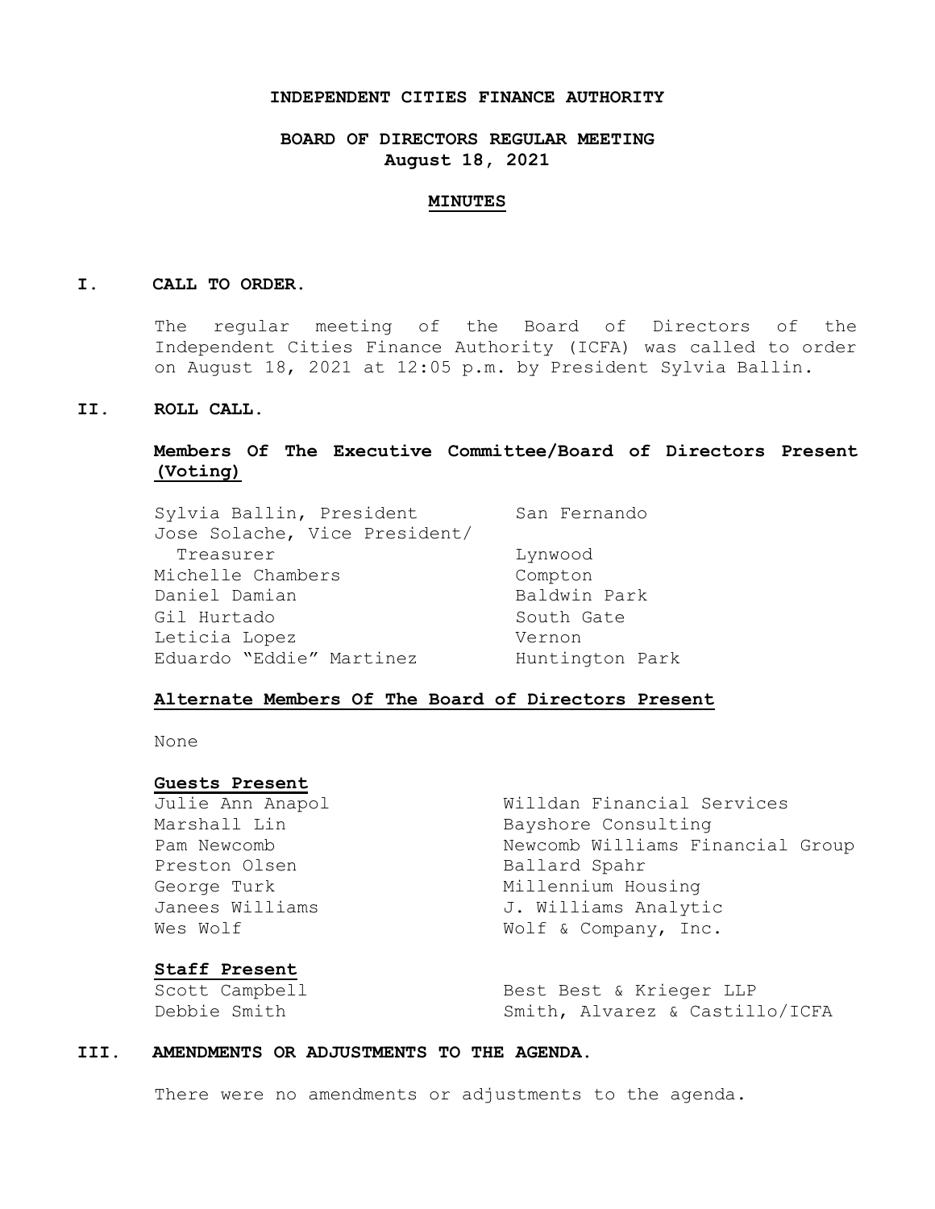**INDEPENDENT CITIES FINANCE AUTHORITY**

**BOARD OF DIRECTORS REGULAR MEETING**
**August 18, 2021**

**MINUTES**

## I. CALL TO ORDER.

The regular meeting of the Board of Directors of the Independent Cities Finance Authority (ICFA) was called to order on August 18, 2021 at 12:05 p.m. by President Sylvia Ballin.

## II. ROLL CALL.

**Members Of The Executive Committee/Board of Directors Present (Voting)**

| | |
|---|---|
| Sylvia Ballin, President | San Fernando |
| Jose Solache, Vice President/ Treasurer | Lynwood |
| Michelle Chambers | Compton |
| Daniel Damian | Baldwin Park |
| Gil Hurtado | South Gate |
| Leticia Lopez | Vernon |
| Eduardo "Eddie" Martinez | Huntington Park |

**Alternate Members Of The Board of Directors Present**

None

**Guests Present**

| | |
|---|---|
| Julie Ann Anapol | Willdan Financial Services |
| Marshall Lin | Bayshore Consulting |
| Pam Newcomb | Newcomb Williams Financial Group |
| Preston Olsen | Ballard Spahr |
| George Turk | Millennium Housing |
| Janees Williams | J. Williams Analytic |
| Wes Wolf | Wolf & Company, Inc. |

**Staff Present**

| | |
|---|---|
| Scott Campbell | Best Best & Krieger LLP |
| Debbie Smith | Smith, Alvarez & Castillo/ICFA |

## III. AMENDMENTS OR ADJUSTMENTS TO THE AGENDA.

There were no amendments or adjustments to the agenda.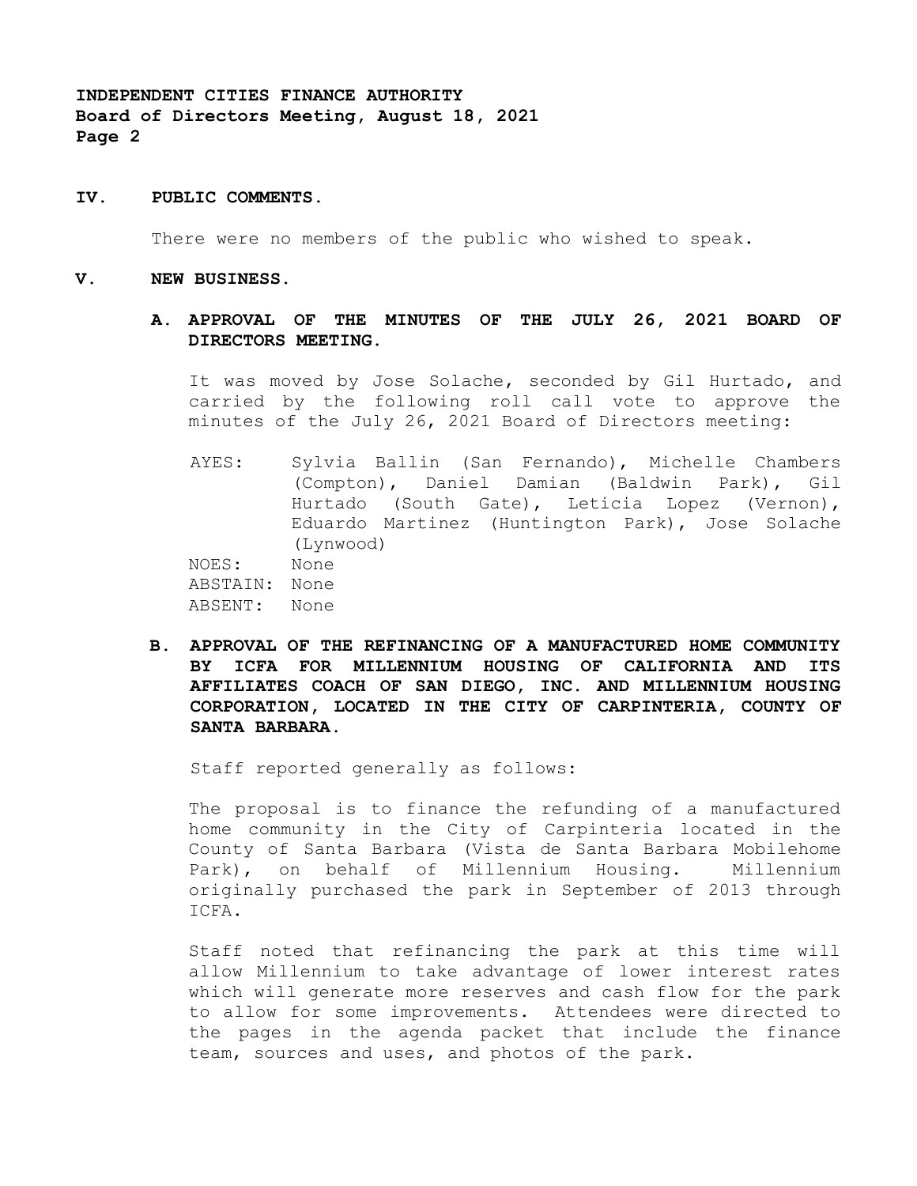## IV. PUBLIC COMMENTS.

There were no members of the public who wished to speak.

## V. NEW BUSINESS.

### A. APPROVAL OF THE MINUTES OF THE JULY 26, 2021 BOARD OF DIRECTORS MEETING.

It was moved by Jose Solache, seconded by Gil Hurtado, and carried by the following roll call vote to approve the minutes of the July 26, 2021 Board of Directors meeting:

AYES: Sylvia Ballin (San Fernando), Michelle Chambers (Compton), Daniel Damian (Baldwin Park), Gil Hurtado (South Gate), Leticia Lopez (Vernon), Eduardo Martinez (Huntington Park), Jose Solache (Lynwood)
NOES: None
ABSTAIN: None
ABSENT: None

### B. APPROVAL OF THE REFINANCING OF A MANUFACTURED HOME COMMUNITY BY ICFA FOR MILLENNIUM HOUSING OF CALIFORNIA AND ITS AFFILIATES COACH OF SAN DIEGO, INC. AND MILLENNIUM HOUSING CORPORATION, LOCATED IN THE CITY OF CARPINTERIA, COUNTY OF SANTA BARBARA.

Staff reported generally as follows:

The proposal is to finance the refunding of a manufactured home community in the City of Carpinteria located in the County of Santa Barbara (Vista de Santa Barbara Mobilehome Park), on behalf of Millennium Housing. Millennium originally purchased the park in September of 2013 through ICFA.

Staff noted that refinancing the park at this time will allow Millennium to take advantage of lower interest rates which will generate more reserves and cash flow for the park to allow for some improvements. Attendees were directed to the pages in the agenda packet that include the finance team, sources and uses, and photos of the park.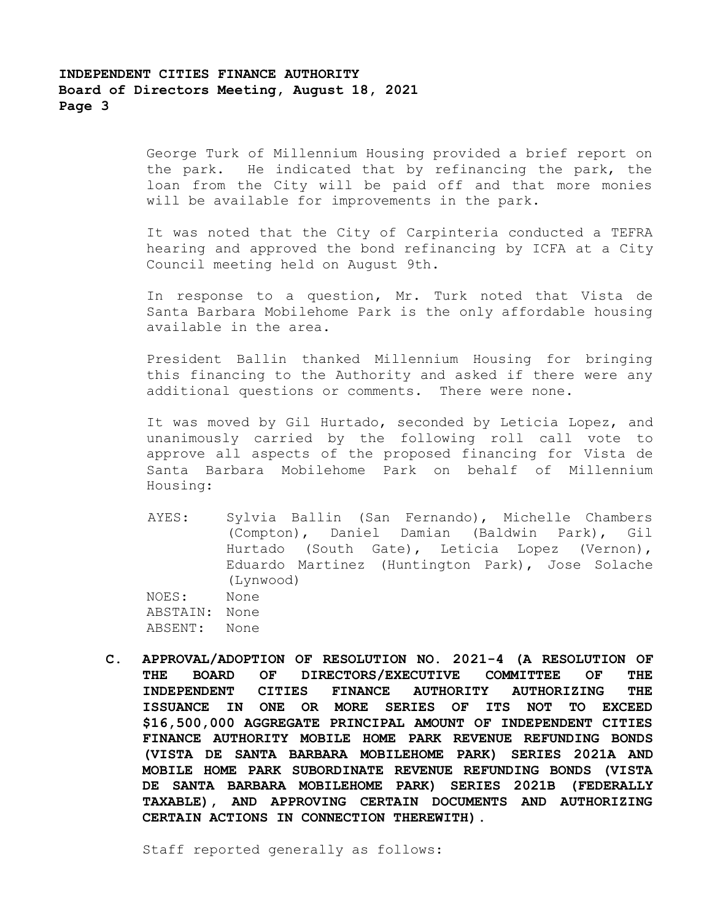George Turk of Millennium Housing provided a brief report on the park. He indicated that by refinancing the park, the loan from the City will be paid off and that more monies will be available for improvements in the park.

It was noted that the City of Carpinteria conducted a TEFRA hearing and approved the bond refinancing by ICFA at a City Council meeting held on August 9th.

In response to a question, Mr. Turk noted that Vista de Santa Barbara Mobilehome Park is the only affordable housing available in the area.

President Ballin thanked Millennium Housing for bringing this financing to the Authority and asked if there were any additional questions or comments. There were none.

It was moved by Gil Hurtado, seconded by Leticia Lopez, and unanimously carried by the following roll call vote to approve all aspects of the proposed financing for Vista de Santa Barbara Mobilehome Park on behalf of Millennium Housing:

AYES: Sylvia Ballin (San Fernando), Michelle Chambers (Compton), Daniel Damian (Baldwin Park), Gil Hurtado (South Gate), Leticia Lopez (Vernon), Eduardo Martinez (Huntington Park), Jose Solache (Lynwood)
NOES: None
ABSTAIN: None
ABSENT: None

**C. APPROVAL/ADOPTION OF RESOLUTION NO. 2021-4 (A RESOLUTION OF THE BOARD OF DIRECTORS/EXECUTIVE COMMITTEE OF THE INDEPENDENT CITIES FINANCE AUTHORITY AUTHORIZING THE ISSUANCE IN ONE OR MORE SERIES OF ITS NOT TO EXCEED $16,500,000 AGGREGATE PRINCIPAL AMOUNT OF INDEPENDENT CITIES FINANCE AUTHORITY MOBILE HOME PARK REVENUE REFUNDING BONDS (VISTA DE SANTA BARBARA MOBILEHOME PARK) SERIES 2021A AND MOBILE HOME PARK SUBORDINATE REVENUE REFUNDING BONDS (VISTA DE SANTA BARBARA MOBILEHOME PARK) SERIES 2021B (FEDERALLY TAXABLE), AND APPROVING CERTAIN DOCUMENTS AND AUTHORIZING CERTAIN ACTIONS IN CONNECTION THEREWITH).**

Staff reported generally as follows: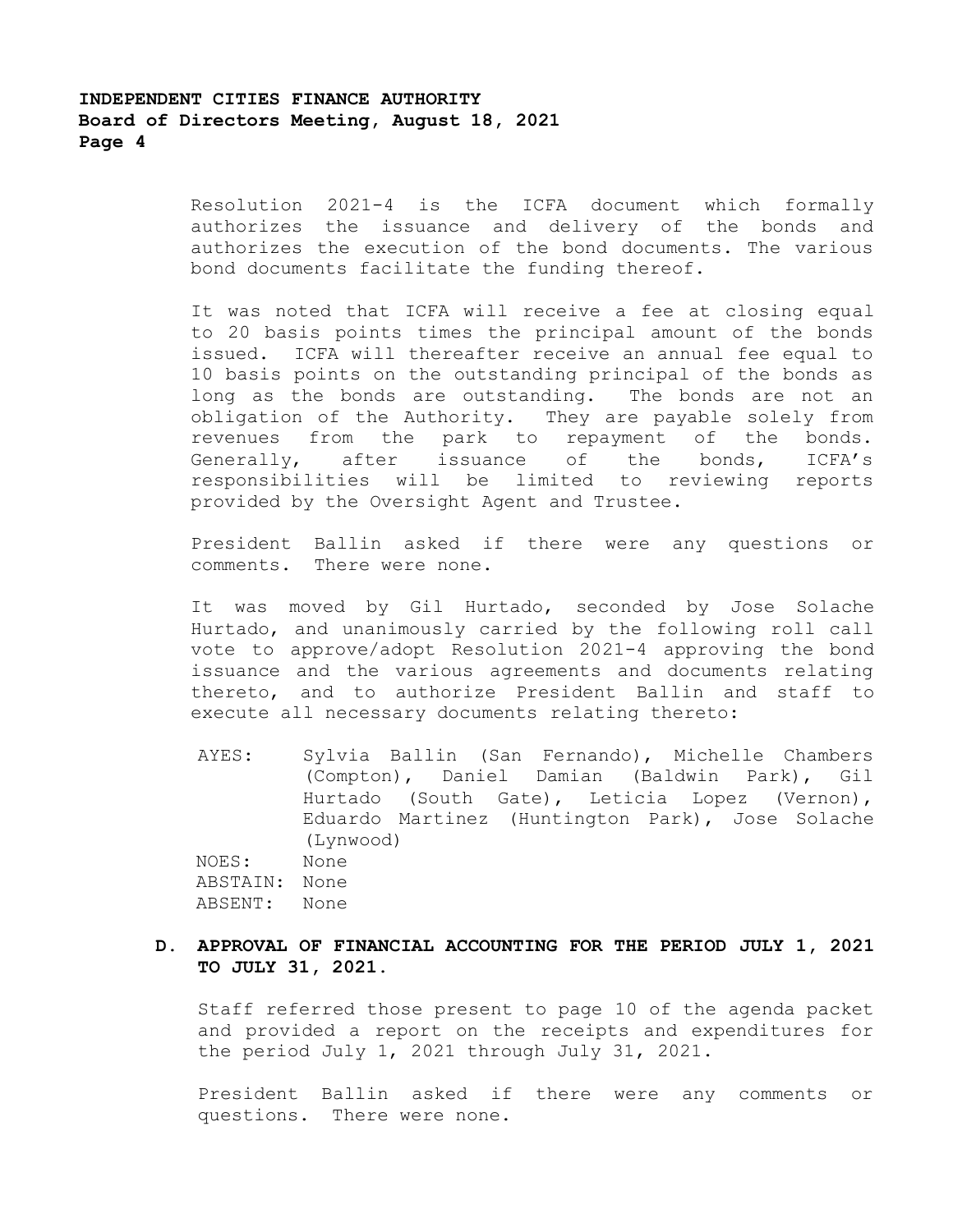Resolution 2021-4 is the ICFA document which formally authorizes the issuance and delivery of the bonds and authorizes the execution of the bond documents. The various bond documents facilitate the funding thereof.

It was noted that ICFA will receive a fee at closing equal to 20 basis points times the principal amount of the bonds issued. ICFA will thereafter receive an annual fee equal to 10 basis points on the outstanding principal of the bonds as long as the bonds are outstanding. The bonds are not an obligation of the Authority. They are payable solely from revenues from the park to repayment of the bonds. Generally, after issuance of the bonds, ICFA's responsibilities will be limited to reviewing reports provided by the Oversight Agent and Trustee.

President Ballin asked if there were any questions or comments. There were none.

It was moved by Gil Hurtado, seconded by Jose Solache Hurtado, and unanimously carried by the following roll call vote to approve/adopt Resolution 2021-4 approving the bond issuance and the various agreements and documents relating thereto, and to authorize President Ballin and staff to execute all necessary documents relating thereto:

AYES: Sylvia Ballin (San Fernando), Michelle Chambers (Compton), Daniel Damian (Baldwin Park), Gil Hurtado (South Gate), Leticia Lopez (Vernon), Eduardo Martinez (Huntington Park), Jose Solache (Lynwood)
NOES: None
ABSTAIN: None
ABSENT: None

**D. APPROVAL OF FINANCIAL ACCOUNTING FOR THE PERIOD JULY 1, 2021 TO JULY 31, 2021.**

Staff referred those present to page 10 of the agenda packet and provided a report on the receipts and expenditures for the period July 1, 2021 through July 31, 2021.

President Ballin asked if there were any comments or questions. There were none.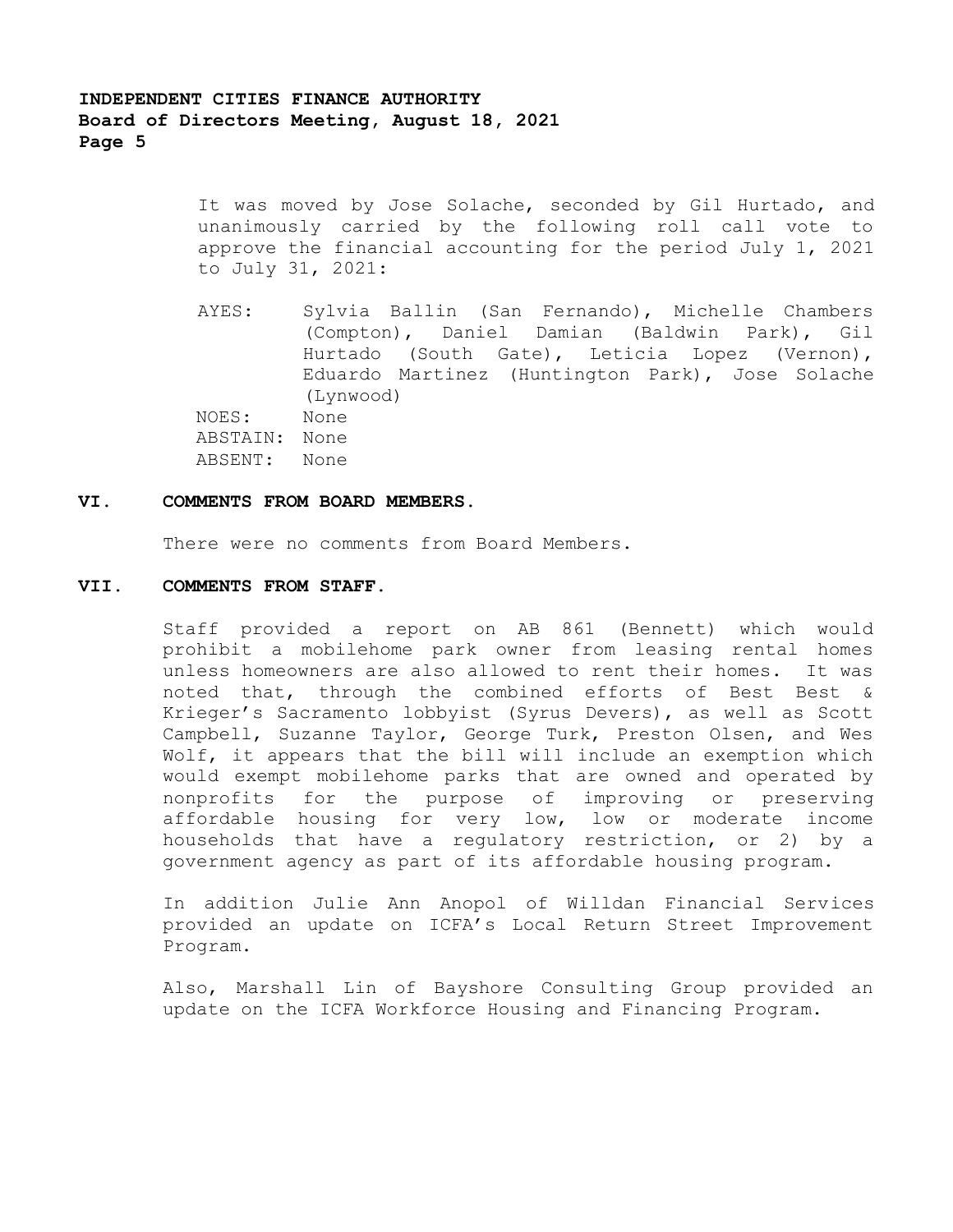It was moved by Jose Solache, seconded by Gil Hurtado, and unanimously carried by the following roll call vote to approve the financial accounting for the period July 1, 2021 to July 31, 2021:

AYES: Sylvia Ballin (San Fernando), Michelle Chambers (Compton), Daniel Damian (Baldwin Park), Gil Hurtado (South Gate), Leticia Lopez (Vernon), Eduardo Martinez (Huntington Park), Jose Solache (Lynwood)
NOES: None
ABSTAIN: None
ABSENT: None

## VI. COMMENTS FROM BOARD MEMBERS.

There were no comments from Board Members.

## VII. COMMENTS FROM STAFF.

Staff provided a report on AB 861 (Bennett) which would prohibit a mobilehome park owner from leasing rental homes unless homeowners are also allowed to rent their homes. It was noted that, through the combined efforts of Best Best & Krieger's Sacramento lobbyist (Syrus Devers), as well as Scott Campbell, Suzanne Taylor, George Turk, Preston Olsen, and Wes Wolf, it appears that the bill will include an exemption which would exempt mobilehome parks that are owned and operated by nonprofits for the purpose of improving or preserving affordable housing for very low, low or moderate income households that have a regulatory restriction, or 2) by a government agency as part of its affordable housing program.

In addition Julie Ann Anopol of Willdan Financial Services provided an update on ICFA's Local Return Street Improvement Program.

Also, Marshall Lin of Bayshore Consulting Group provided an update on the ICFA Workforce Housing and Financing Program.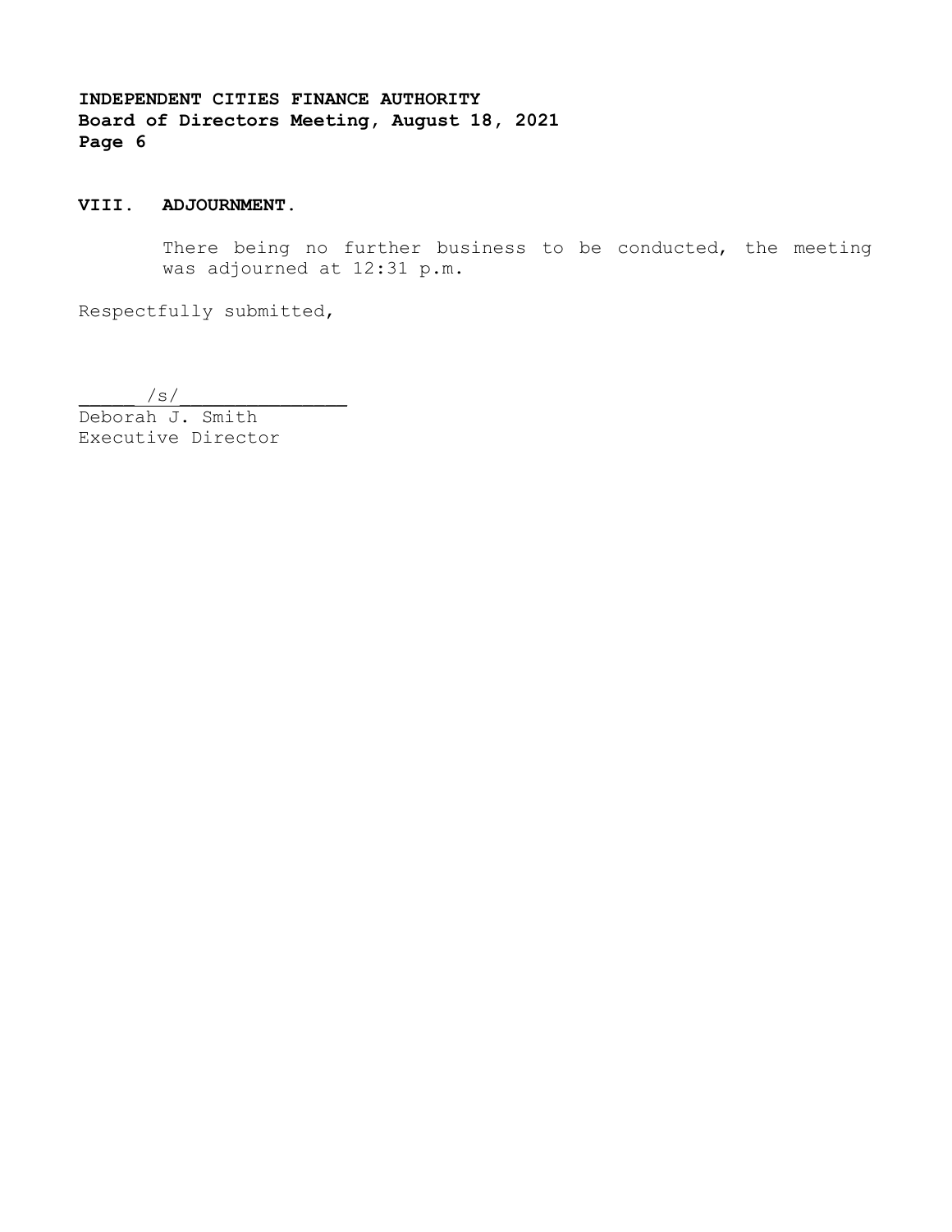## VIII. ADJOURNMENT.

There being no further business to be conducted, the meeting was adjourned at 12:31 p.m.

Respectfully submitted,

/s/

Deborah J. Smith
Executive Director